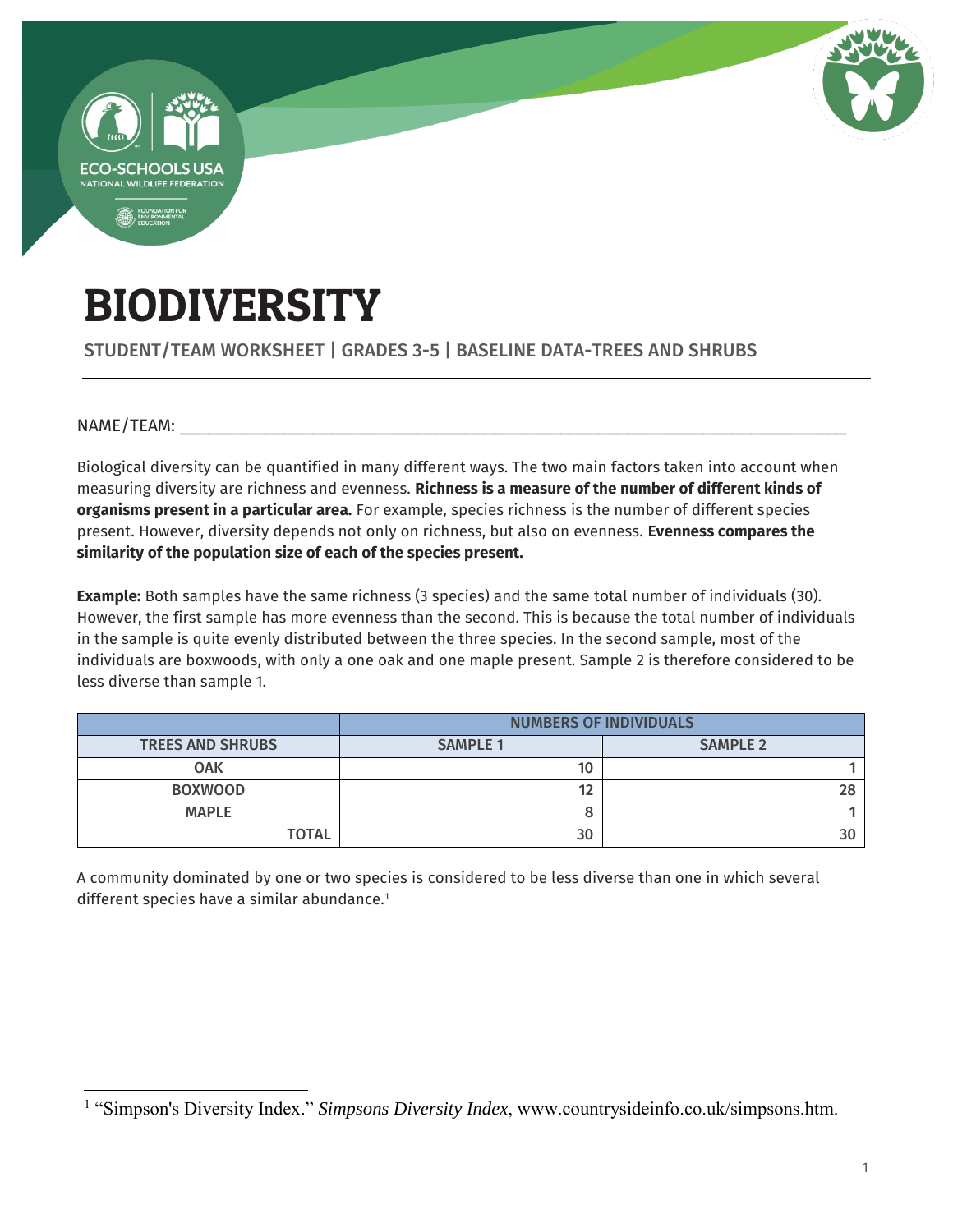# BIODIVERSITY

STUDENT/TEAM WORKSHEET | GRADES 3-5 | BASELINE DATA-TREES AND SHRUBS

NAME/TEAM: ___________________________________________________________________________

Biological diversity can be quantified in many different ways. The two main factors taken into account when measuring diversity are richness and evenness. **Richness is a measure of the number of different kinds of organisms present in a particular area.** For example, species richness is the number of different species present. However, diversity depends not only on richness, but also on evenness. **Evenness compares the similarity of the population size of each of the species present.**

**Example:** Both samples have the same richness (3 species) and the same total number of individuals (30). However, the first sample has more evenness than the second. This is because the total number of individuals in the sample is quite evenly distributed between the three species. In the second sample, most of the individuals are boxwoods, with only a one oak and one maple present. Sample 2 is therefore considered to be less diverse than sample 1.

| | NUMBERS OF INDIVIDUALS | |
|---|---|---|
| TREES AND SHRUBS | SAMPLE 1 | SAMPLE 2 |
| OAK | 10 | 1 |
| BOXWOOD | 12 | 28 |
| MAPLE | 8 | 1 |
| TOTAL | 30 | 30 |

A community dominated by one or two species is considered to be less diverse than one in which several different species have a similar abundance.[1]

[1] "Simpson's Diversity Index." *Simpsons Diversity Index*, www.countrysideinfo.co.uk/simpsons.htm.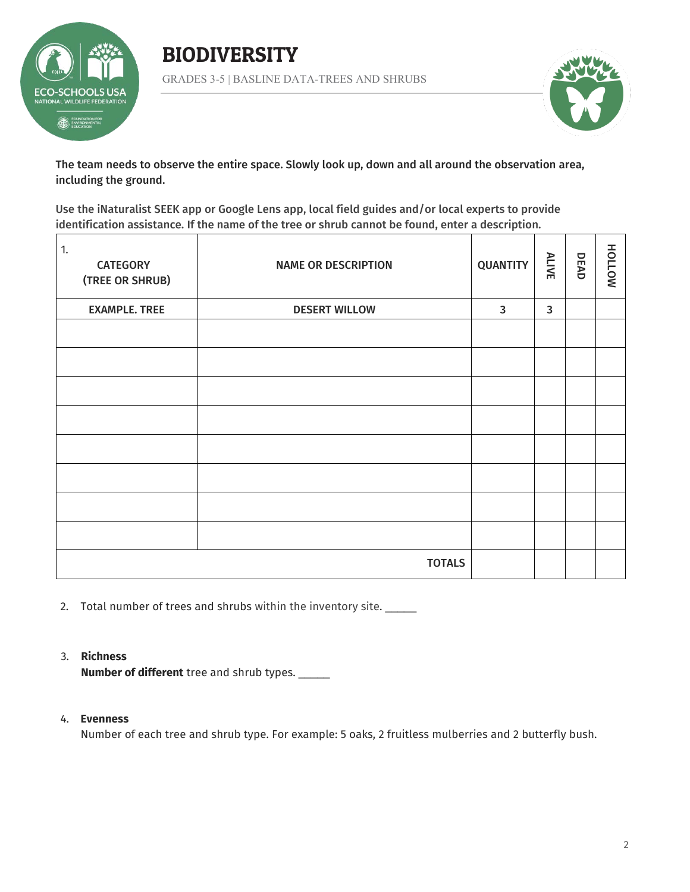# BIODIVERSITY

GRADES 3-5 | BASLINE DATA-TREES AND SHRUBS

**The team needs to observe the entire space. Slowly look up, down and all around the observation area, including the ground.**

**Use the iNaturalist SEEK app or Google Lens app, local field guides and/or local experts to provide identification assistance. If the name of the tree or shrub cannot be found, enter a description.**

| 1. CATEGORY (TREE OR SHRUB) | NAME OR DESCRIPTION | QUANTITY | ALIVE | DEAD | HOLLOW |
|---|---|---|---|---|---|
| EXAMPLE. TREE | DESERT WILLOW | 3 | 3 | | |
| | | | | | |
| | | | | | |
| | | | | | |
| | | | | | |
| | | | | | |
| | | | | | |
| | | | | | |
| | | | | | |
| | TOTALS | | | | |

2. Total number of trees and shrubs within the inventory site. ______

3. **Richness**
   **Number of different** tree and shrub types. ______

4. **Evenness**
   Number of each tree and shrub type. For example: 5 oaks, 2 fruitless mulberries and 2 butterfly bush.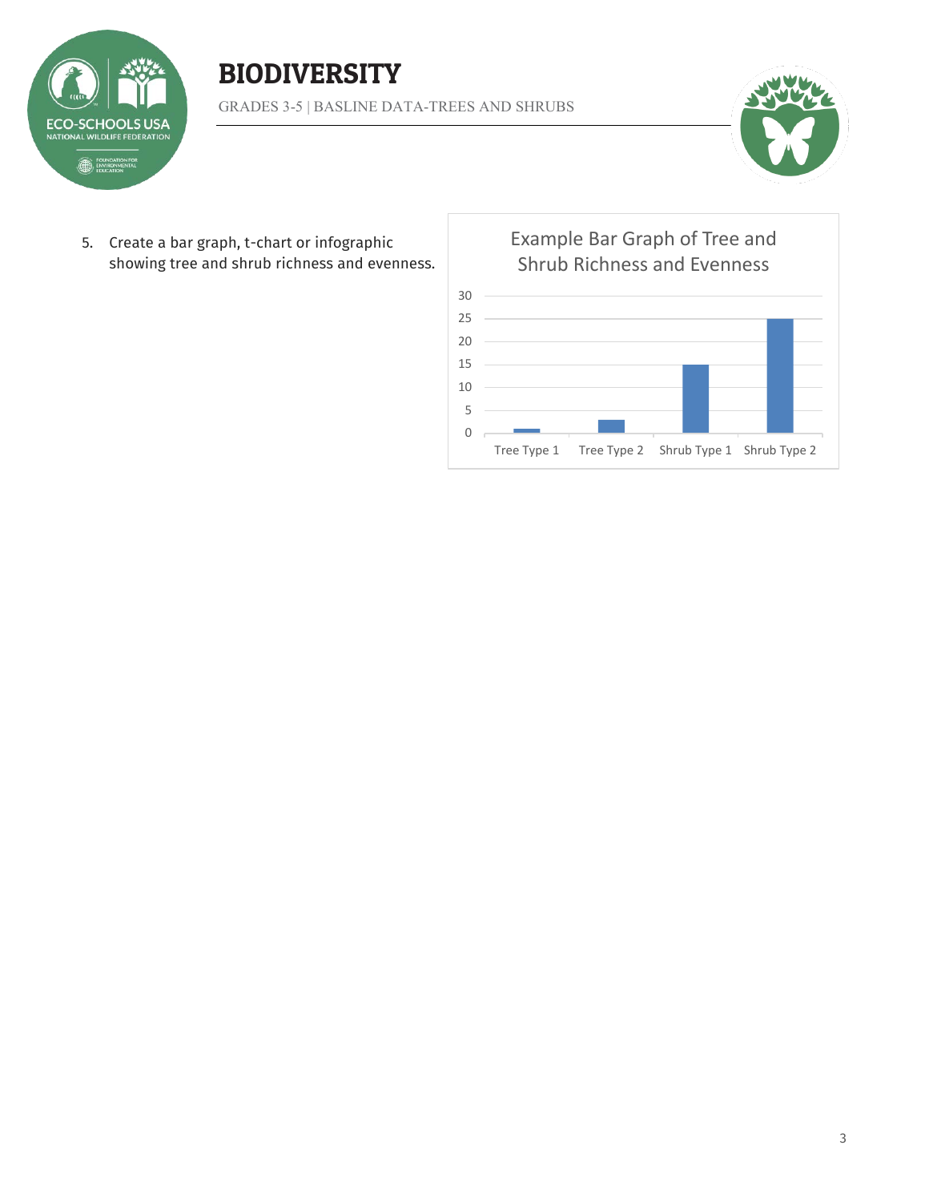5. Create a bar graph, t-chart or infographic showing tree and shrub richness and evenness.

Example Bar Graph of Tree and Shrub Richness and Evenness

30
25
20
15
10
5
0

Tree Type 1
Tree Type 2
Shrub Type 1
Shrub Type 2